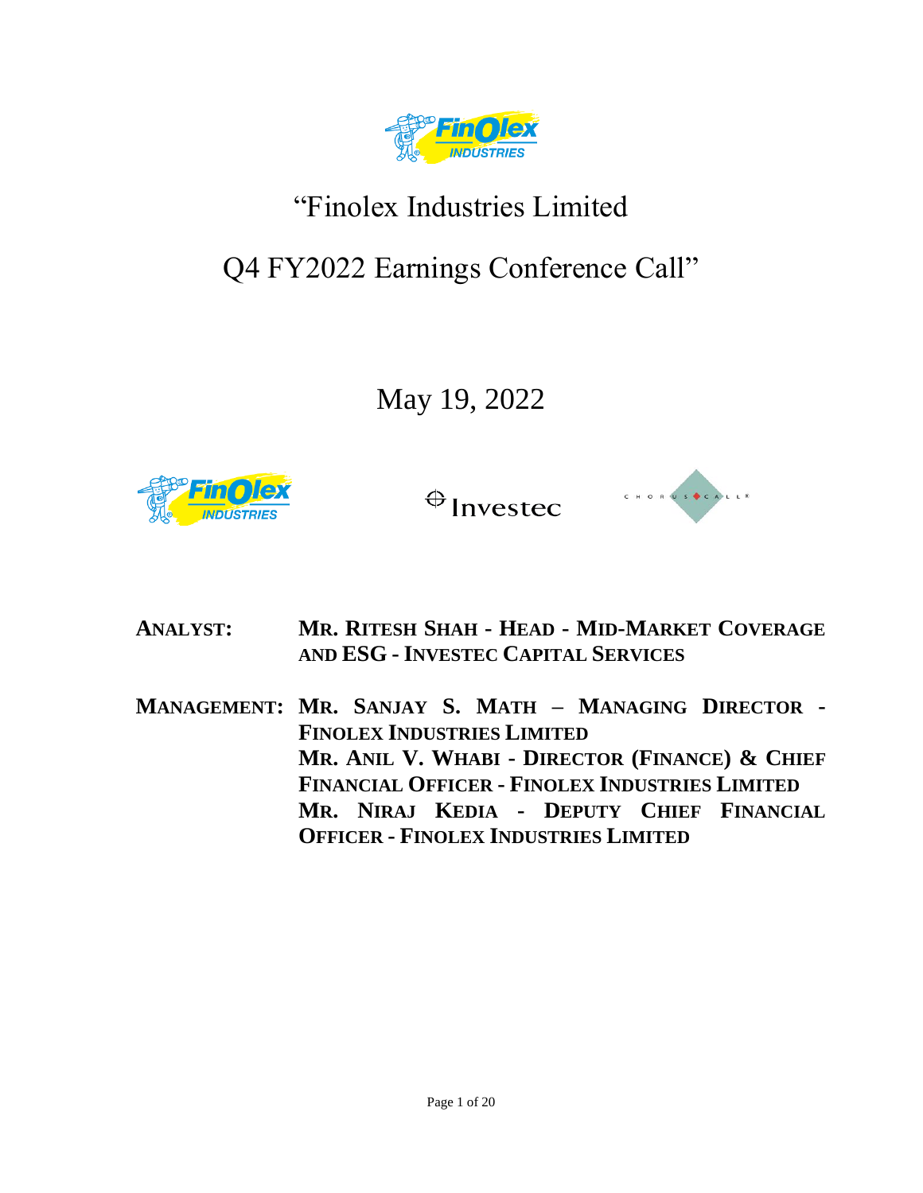# "Finolex Industries Limited

# Q4 FY2022 Earnings Conference Call"

May 19, 2022

**ANALYST:** **MR. RITESH SHAH - HEAD - MID-MARKET COVERAGE AND ESG - INVESTEC CAPITAL SERVICES**

**MANAGEMENT:** **MR. SANJAY S. MATH – MANAGING DIRECTOR - FINOLEX INDUSTRIES LIMITED**
**MR. ANIL V. WHABI - DIRECTOR (FINANCE) & CHIEF FINANCIAL OFFICER - FINOLEX INDUSTRIES LIMITED**
**MR. NIRAJ KEDIA - DEPUTY CHIEF FINANCIAL OFFICER - FINOLEX INDUSTRIES LIMITED**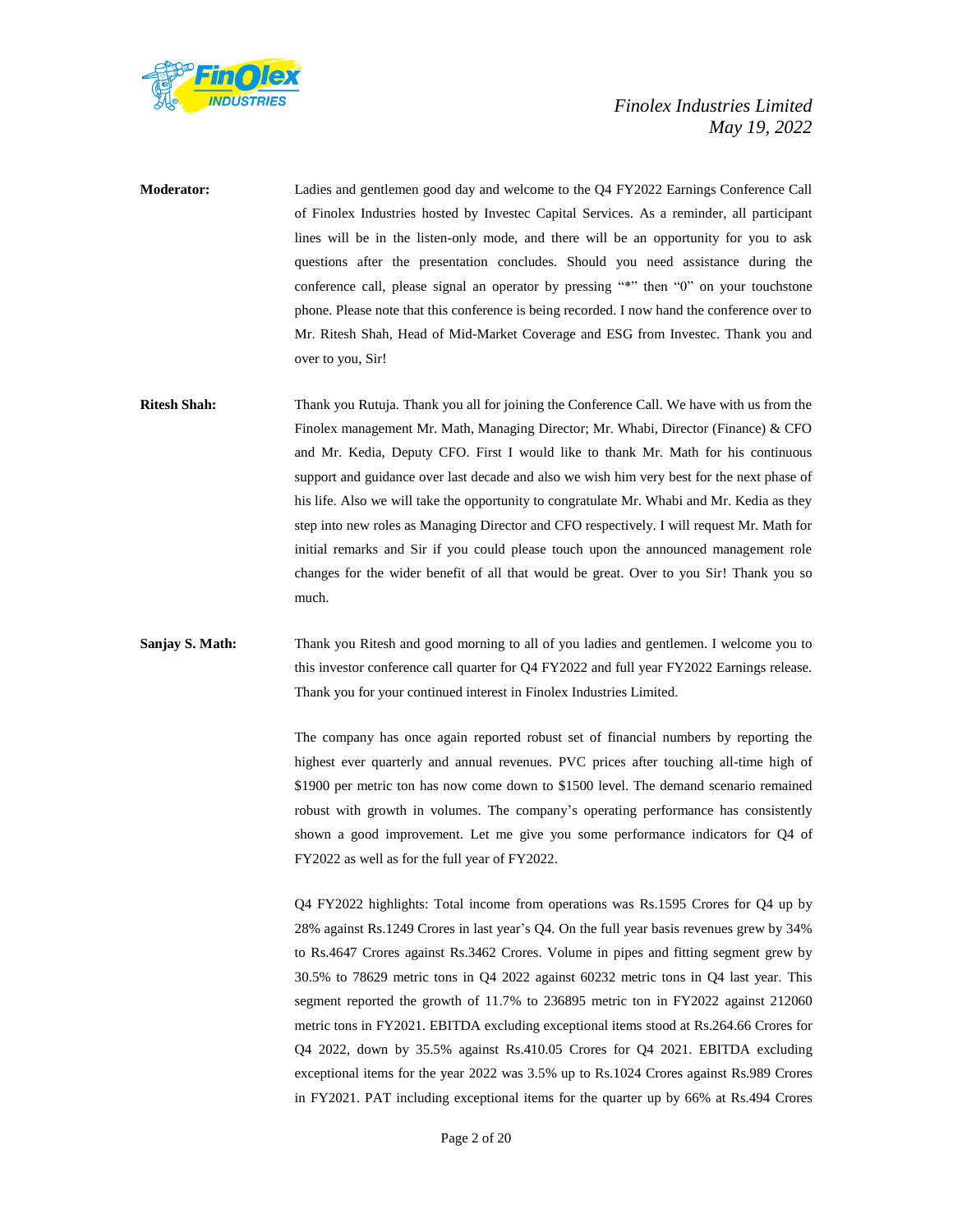**Moderator:** Ladies and gentlemen good day and welcome to the Q4 FY2022 Earnings Conference Call of Finolex Industries hosted by Investec Capital Services. As a reminder, all participant lines will be in the listen-only mode, and there will be an opportunity for you to ask questions after the presentation concludes. Should you need assistance during the conference call, please signal an operator by pressing "*" then "0" on your touchstone phone. Please note that this conference is being recorded. I now hand the conference over to Mr. Ritesh Shah, Head of Mid-Market Coverage and ESG from Investec. Thank you and over to you, Sir!

**Ritesh Shah:** Thank you Rutuja. Thank you all for joining the Conference Call. We have with us from the Finolex management Mr. Math, Managing Director; Mr. Whabi, Director (Finance) & CFO and Mr. Kedia, Deputy CFO. First I would like to thank Mr. Math for his continuous support and guidance over last decade and also we wish him very best for the next phase of his life. Also we will take the opportunity to congratulate Mr. Whabi and Mr. Kedia as they step into new roles as Managing Director and CFO respectively. I will request Mr. Math for initial remarks and Sir if you could please touch upon the announced management role changes for the wider benefit of all that would be great. Over to you Sir! Thank you so much.

**Sanjay S. Math:** Thank you Ritesh and good morning to all of you ladies and gentlemen. I welcome you to this investor conference call quarter for Q4 FY2022 and full year FY2022 Earnings release. Thank you for your continued interest in Finolex Industries Limited.

The company has once again reported robust set of financial numbers by reporting the highest ever quarterly and annual revenues. PVC prices after touching all-time high of $1900 per metric ton has now come down to $1500 level. The demand scenario remained robust with growth in volumes. The company's operating performance has consistently shown a good improvement. Let me give you some performance indicators for Q4 of FY2022 as well as for the full year of FY2022.

Q4 FY2022 highlights: Total income from operations was Rs.1595 Crores for Q4 up by 28% against Rs.1249 Crores in last year's Q4. On the full year basis revenues grew by 34% to Rs.4647 Crores against Rs.3462 Crores. Volume in pipes and fitting segment grew by 30.5% to 78629 metric tons in Q4 2022 against 60232 metric tons in Q4 last year. This segment reported the growth of 11.7% to 236895 metric ton in FY2022 against 212060 metric tons in FY2021. EBITDA excluding exceptional items stood at Rs.264.66 Crores for Q4 2022, down by 35.5% against Rs.410.05 Crores for Q4 2021. EBITDA excluding exceptional items for the year 2022 was 3.5% up to Rs.1024 Crores against Rs.989 Crores in FY2021. PAT including exceptional items for the quarter up by 66% at Rs.494 Crores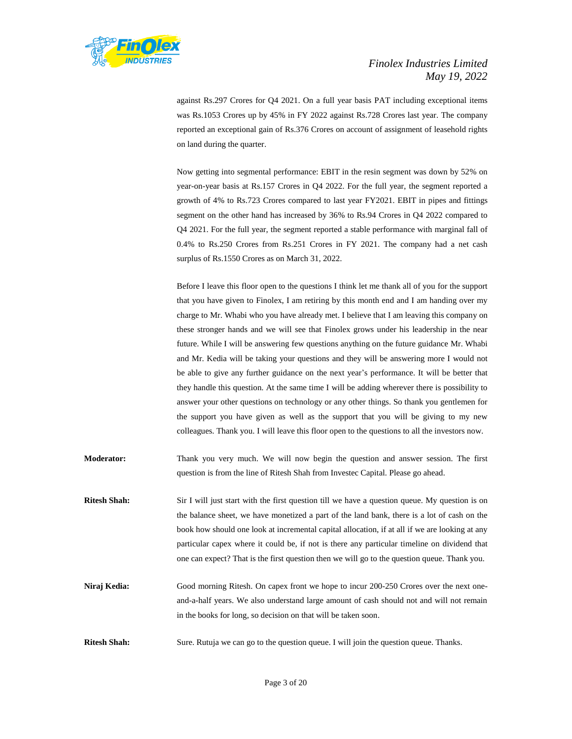against Rs.297 Crores for Q4 2021. On a full year basis PAT including exceptional items was Rs.1053 Crores up by 45% in FY 2022 against Rs.728 Crores last year. The company reported an exceptional gain of Rs.376 Crores on account of assignment of leasehold rights on land during the quarter.

Now getting into segmental performance: EBIT in the resin segment was down by 52% on year-on-year basis at Rs.157 Crores in Q4 2022. For the full year, the segment reported a growth of 4% to Rs.723 Crores compared to last year FY2021. EBIT in pipes and fittings segment on the other hand has increased by 36% to Rs.94 Crores in Q4 2022 compared to Q4 2021. For the full year, the segment reported a stable performance with marginal fall of 0.4% to Rs.250 Crores from Rs.251 Crores in FY 2021. The company had a net cash surplus of Rs.1550 Crores as on March 31, 2022.

Before I leave this floor open to the questions I think let me thank all of you for the support that you have given to Finolex, I am retiring by this month end and I am handing over my charge to Mr. Whabi who you have already met. I believe that I am leaving this company on these stronger hands and we will see that Finolex grows under his leadership in the near future. While I will be answering few questions anything on the future guidance Mr. Whabi and Mr. Kedia will be taking your questions and they will be answering more I would not be able to give any further guidance on the next year's performance. It will be better that they handle this question. At the same time I will be adding wherever there is possibility to answer your other questions on technology or any other things. So thank you gentlemen for the support you have given as well as the support that you will be giving to my new colleagues. Thank you. I will leave this floor open to the questions to all the investors now.

**Moderator:** Thank you very much. We will now begin the question and answer session. The first question is from the line of Ritesh Shah from Investec Capital. Please go ahead.

**Ritesh Shah:** Sir I will just start with the first question till we have a question queue. My question is on the balance sheet, we have monetized a part of the land bank, there is a lot of cash on the book how should one look at incremental capital allocation, if at all if we are looking at any particular capex where it could be, if not is there any particular timeline on dividend that one can expect? That is the first question then we will go to the question queue. Thank you.

**Niraj Kedia:** Good morning Ritesh. On capex front we hope to incur 200-250 Crores over the next one-and-a-half years. We also understand large amount of cash should not and will not remain in the books for long, so decision on that will be taken soon.

**Ritesh Shah:** Sure. Rutuja we can go to the question queue. I will join the question queue. Thanks.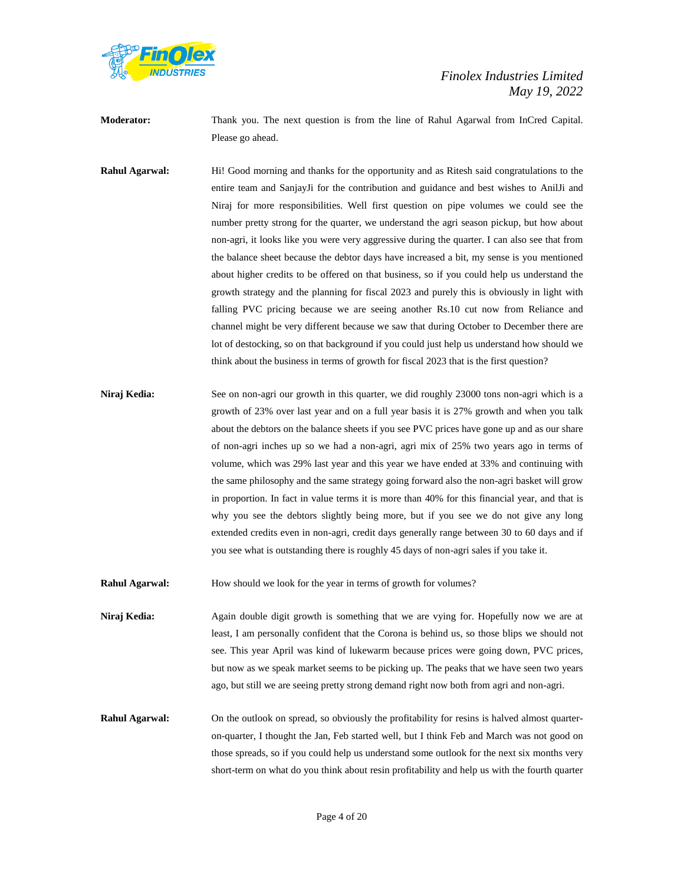**Moderator:** Thank you. The next question is from the line of Rahul Agarwal from InCred Capital. Please go ahead.

**Rahul Agarwal:** Hi! Good morning and thanks for the opportunity and as Ritesh said congratulations to the entire team and SanjayJi for the contribution and guidance and best wishes to AnilJi and Niraj for more responsibilities. Well first question on pipe volumes we could see the number pretty strong for the quarter, we understand the agri season pickup, but how about non-agri, it looks like you were very aggressive during the quarter. I can also see that from the balance sheet because the debtor days have increased a bit, my sense is you mentioned about higher credits to be offered on that business, so if you could help us understand the growth strategy and the planning for fiscal 2023 and purely this is obviously in light with falling PVC pricing because we are seeing another Rs.10 cut now from Reliance and channel might be very different because we saw that during October to December there are lot of destocking, so on that background if you could just help us understand how should we think about the business in terms of growth for fiscal 2023 that is the first question?

**Niraj Kedia:** See on non-agri our growth in this quarter, we did roughly 23000 tons non-agri which is a growth of 23% over last year and on a full year basis it is 27% growth and when you talk about the debtors on the balance sheets if you see PVC prices have gone up and as our share of non-agri inches up so we had a non-agri, agri mix of 25% two years ago in terms of volume, which was 29% last year and this year we have ended at 33% and continuing with the same philosophy and the same strategy going forward also the non-agri basket will grow in proportion. In fact in value terms it is more than 40% for this financial year, and that is why you see the debtors slightly being more, but if you see we do not give any long extended credits even in non-agri, credit days generally range between 30 to 60 days and if you see what is outstanding there is roughly 45 days of non-agri sales if you take it.

**Rahul Agarwal:** How should we look for the year in terms of growth for volumes?

**Niraj Kedia:** Again double digit growth is something that we are vying for. Hopefully now we are at least, I am personally confident that the Corona is behind us, so those blips we should not see. This year April was kind of lukewarm because prices were going down, PVC prices, but now as we speak market seems to be picking up. The peaks that we have seen two years ago, but still we are seeing pretty strong demand right now both from agri and non-agri.

**Rahul Agarwal:** On the outlook on spread, so obviously the profitability for resins is halved almost quarter-on-quarter, I thought the Jan, Feb started well, but I think Feb and March was not good on those spreads, so if you could help us understand some outlook for the next six months very short-term on what do you think about resin profitability and help us with the fourth quarter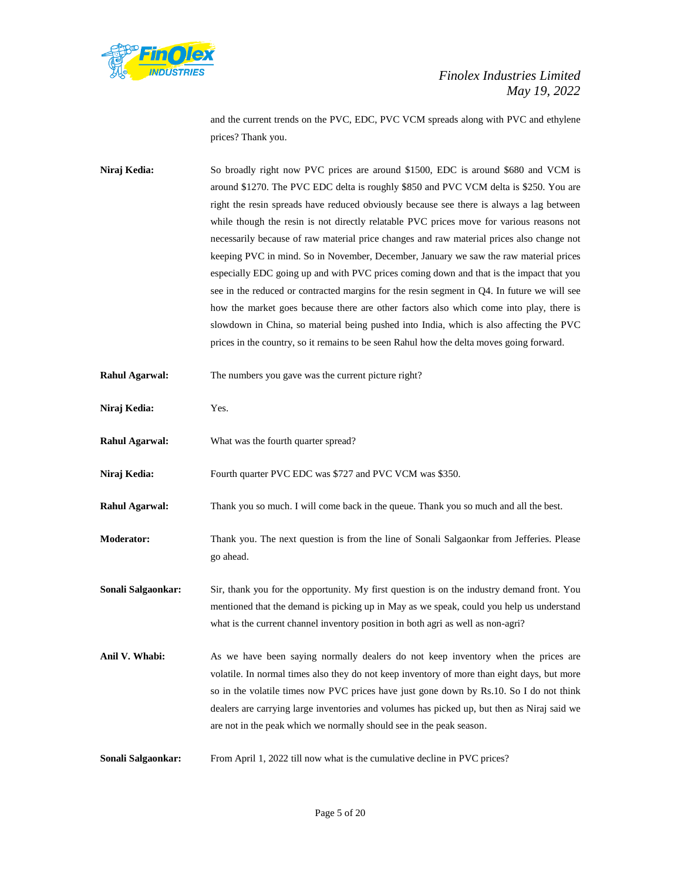and the current trends on the PVC, EDC, PVC VCM spreads along with PVC and ethylene prices? Thank you.

**Niraj Kedia:** So broadly right now PVC prices are around $1500, EDC is around $680 and VCM is around $1270. The PVC EDC delta is roughly $850 and PVC VCM delta is $250. You are right the resin spreads have reduced obviously because see there is always a lag between while though the resin is not directly relatable PVC prices move for various reasons not necessarily because of raw material price changes and raw material prices also change not keeping PVC in mind. So in November, December, January we saw the raw material prices especially EDC going up and with PVC prices coming down and that is the impact that you see in the reduced or contracted margins for the resin segment in Q4. In future we will see how the market goes because there are other factors also which come into play, there is slowdown in China, so material being pushed into India, which is also affecting the PVC prices in the country, so it remains to be seen Rahul how the delta moves going forward.

**Rahul Agarwal:** The numbers you gave was the current picture right?

**Niraj Kedia:** Yes.

**Rahul Agarwal:** What was the fourth quarter spread?

**Niraj Kedia:** Fourth quarter PVC EDC was $727 and PVC VCM was $350.

**Rahul Agarwal:** Thank you so much. I will come back in the queue. Thank you so much and all the best.

**Moderator:** Thank you. The next question is from the line of Sonali Salgaonkar from Jefferies. Please go ahead.

**Sonali Salgaonkar:** Sir, thank you for the opportunity. My first question is on the industry demand front. You mentioned that the demand is picking up in May as we speak, could you help us understand what is the current channel inventory position in both agri as well as non-agri?

**Anil V. Whabi:** As we have been saying normally dealers do not keep inventory when the prices are volatile. In normal times also they do not keep inventory of more than eight days, but more so in the volatile times now PVC prices have just gone down by Rs.10. So I do not think dealers are carrying large inventories and volumes has picked up, but then as Niraj said we are not in the peak which we normally should see in the peak season.

**Sonali Salgaonkar:** From April 1, 2022 till now what is the cumulative decline in PVC prices?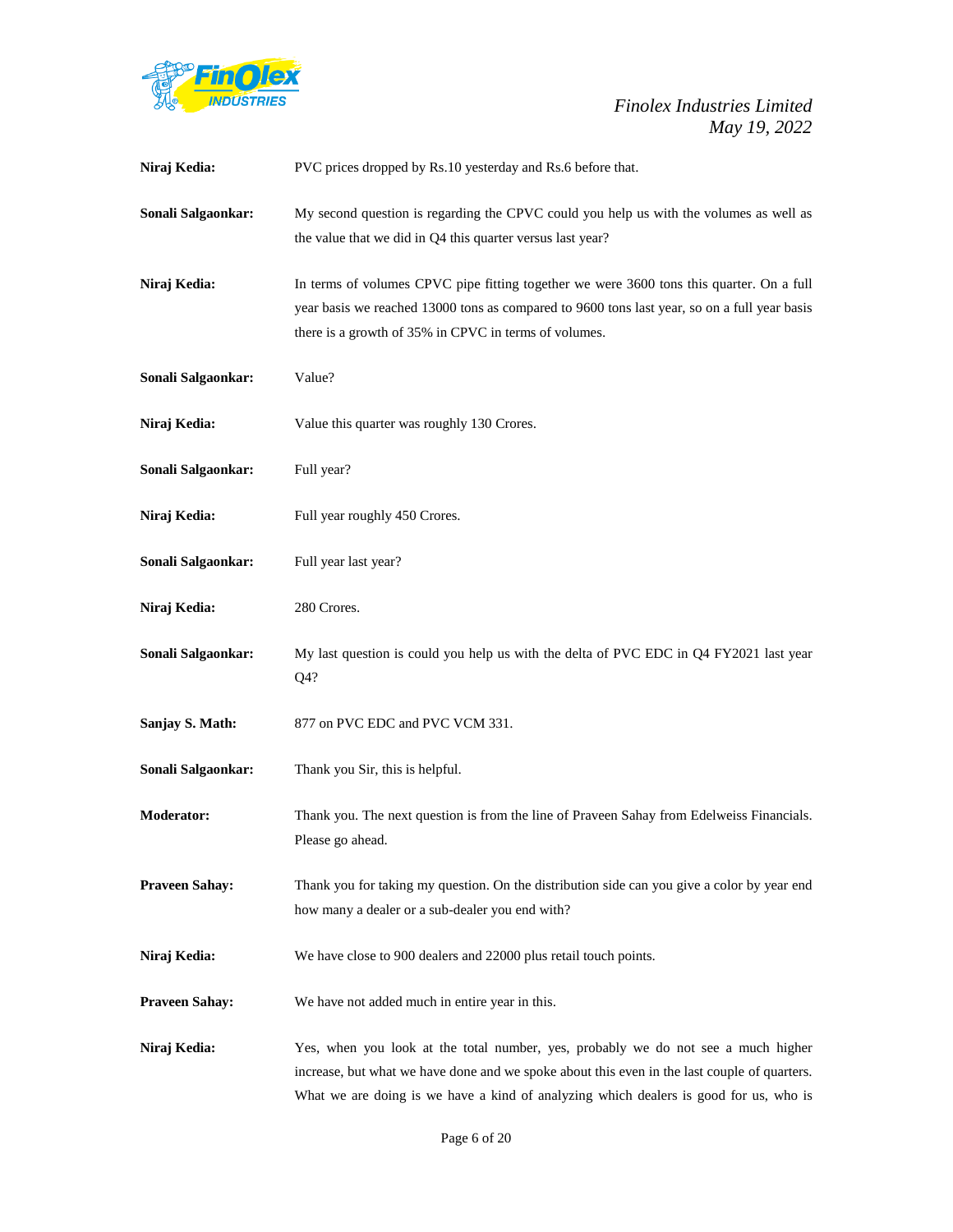**Niraj Kedia:** PVC prices dropped by Rs.10 yesterday and Rs.6 before that.

**Sonali Salgaonkar:** My second question is regarding the CPVC could you help us with the volumes as well as the value that we did in Q4 this quarter versus last year?

**Niraj Kedia:** In terms of volumes CPVC pipe fitting together we were 3600 tons this quarter. On a full year basis we reached 13000 tons as compared to 9600 tons last year, so on a full year basis there is a growth of 35% in CPVC in terms of volumes.

**Sonali Salgaonkar:** Value?

**Niraj Kedia:** Value this quarter was roughly 130 Crores.

**Sonali Salgaonkar:** Full year?

**Niraj Kedia:** Full year roughly 450 Crores.

**Sonali Salgaonkar:** Full year last year?

**Niraj Kedia:** 280 Crores.

**Sonali Salgaonkar:** My last question is could you help us with the delta of PVC EDC in Q4 FY2021 last year Q4?

**Sanjay S. Math:** 877 on PVC EDC and PVC VCM 331.

**Sonali Salgaonkar:** Thank you Sir, this is helpful.

**Moderator:** Thank you. The next question is from the line of Praveen Sahay from Edelweiss Financials. Please go ahead.

**Praveen Sahay:** Thank you for taking my question. On the distribution side can you give a color by year end how many a dealer or a sub-dealer you end with?

**Niraj Kedia:** We have close to 900 dealers and 22000 plus retail touch points.

**Praveen Sahay:** We have not added much in entire year in this.

**Niraj Kedia:** Yes, when you look at the total number, yes, probably we do not see a much higher increase, but what we have done and we spoke about this even in the last couple of quarters. What we are doing is we have a kind of analyzing which dealers is good for us, who is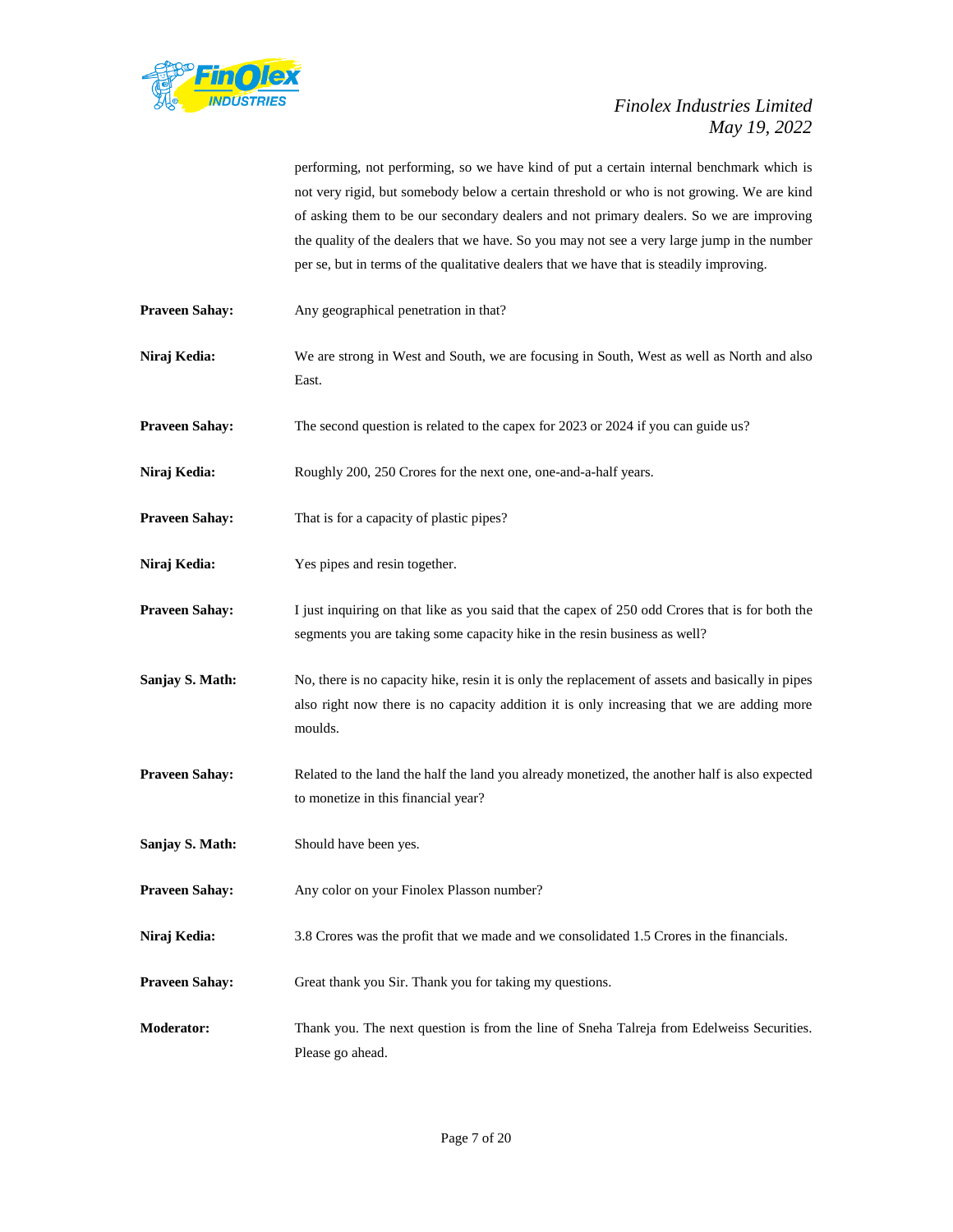performing, not performing, so we have kind of put a certain internal benchmark which is not very rigid, but somebody below a certain threshold or who is not growing. We are kind of asking them to be our secondary dealers and not primary dealers. So we are improving the quality of the dealers that we have. So you may not see a very large jump in the number per se, but in terms of the qualitative dealers that we have that is steadily improving.

**Praveen Sahay:** Any geographical penetration in that?

**Niraj Kedia:** We are strong in West and South, we are focusing in South, West as well as North and also East.

**Praveen Sahay:** The second question is related to the capex for 2023 or 2024 if you can guide us?

**Niraj Kedia:** Roughly 200, 250 Crores for the next one, one-and-a-half years.

**Praveen Sahay:** That is for a capacity of plastic pipes?

**Niraj Kedia:** Yes pipes and resin together.

**Praveen Sahay:** I just inquiring on that like as you said that the capex of 250 odd Crores that is for both the segments you are taking some capacity hike in the resin business as well?

**Sanjay S. Math:** No, there is no capacity hike, resin it is only the replacement of assets and basically in pipes also right now there is no capacity addition it is only increasing that we are adding more moulds.

**Praveen Sahay:** Related to the land the half the land you already monetized, the another half is also expected to monetize in this financial year?

**Sanjay S. Math:** Should have been yes.

**Praveen Sahay:** Any color on your Finolex Plasson number?

**Niraj Kedia:** 3.8 Crores was the profit that we made and we consolidated 1.5 Crores in the financials.

**Praveen Sahay:** Great thank you Sir. Thank you for taking my questions.

**Moderator:** Thank you. The next question is from the line of Sneha Talreja from Edelweiss Securities. Please go ahead.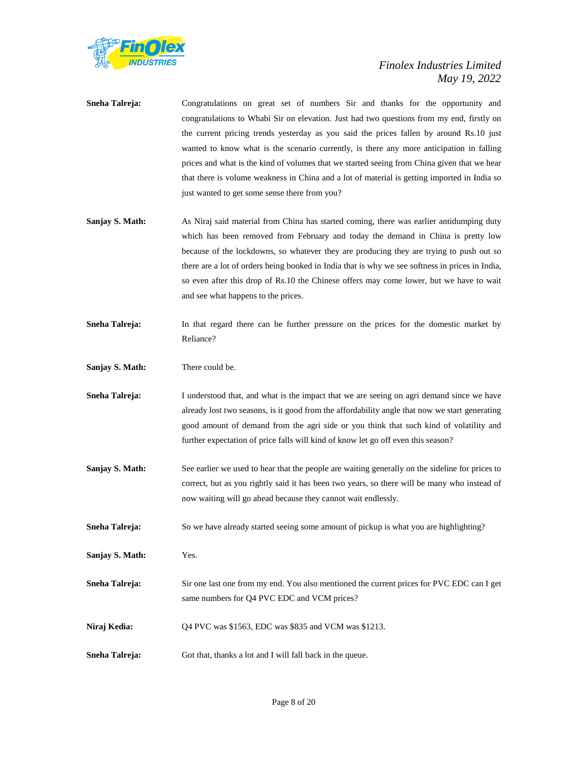**Sneha Talreja:** Congratulations on great set of numbers Sir and thanks for the opportunity and congratulations to Whabi Sir on elevation. Just had two questions from my end, firstly on the current pricing trends yesterday as you said the prices fallen by around Rs.10 just wanted to know what is the scenario currently, is there any more anticipation in falling prices and what is the kind of volumes that we started seeing from China given that we hear that there is volume weakness in China and a lot of material is getting imported in India so just wanted to get some sense there from you?

**Sanjay S. Math:** As Niraj said material from China has started coming, there was earlier antidumping duty which has been removed from February and today the demand in China is pretty low because of the lockdowns, so whatever they are producing they are trying to push out so there are a lot of orders being booked in India that is why we see softness in prices in India, so even after this drop of Rs.10 the Chinese offers may come lower, but we have to wait and see what happens to the prices.

**Sneha Talreja:** In that regard there can be further pressure on the prices for the domestic market by Reliance?

**Sanjay S. Math:** There could be.

**Sneha Talreja:** I understood that, and what is the impact that we are seeing on agri demand since we have already lost two seasons, is it good from the affordability angle that now we start generating good amount of demand from the agri side or you think that such kind of volatility and further expectation of price falls will kind of know let go off even this season?

**Sanjay S. Math:** See earlier we used to hear that the people are waiting generally on the sideline for prices to correct, but as you rightly said it has been two years, so there will be many who instead of now waiting will go ahead because they cannot wait endlessly.

**Sneha Talreja:** So we have already started seeing some amount of pickup is what you are highlighting?

**Sanjay S. Math:** Yes.

**Sneha Talreja:** Sir one last one from my end. You also mentioned the current prices for PVC EDC can I get same numbers for Q4 PVC EDC and VCM prices?

**Niraj Kedia:** Q4 PVC was $1563, EDC was $835 and VCM was $1213.

**Sneha Talreja:** Got that, thanks a lot and I will fall back in the queue.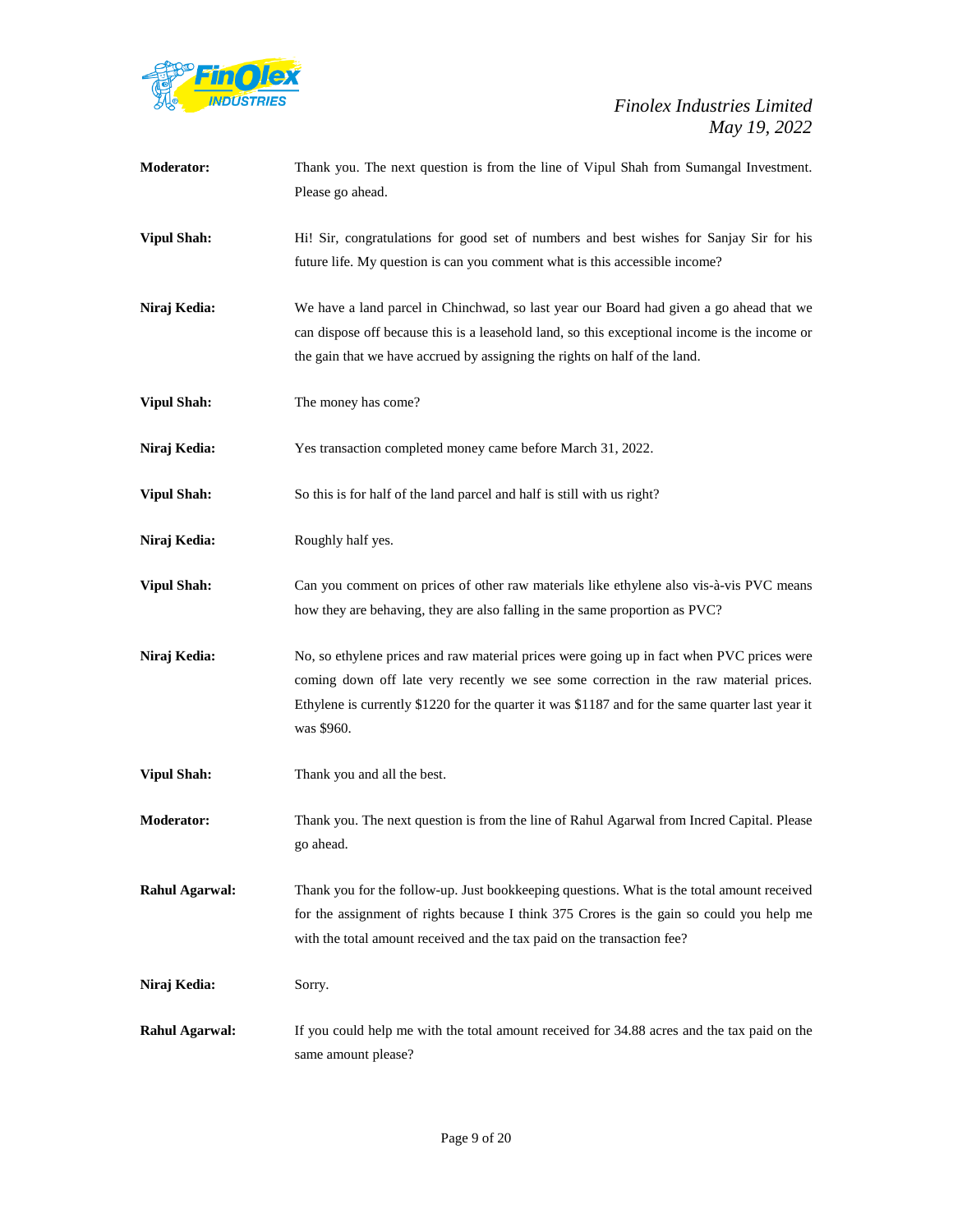**Moderator:** Thank you. The next question is from the line of Vipul Shah from Sumangal Investment. Please go ahead.

**Vipul Shah:** Hi! Sir, congratulations for good set of numbers and best wishes for Sanjay Sir for his future life. My question is can you comment what is this accessible income?

**Niraj Kedia:** We have a land parcel in Chinchwad, so last year our Board had given a go ahead that we can dispose off because this is a leasehold land, so this exceptional income is the income or the gain that we have accrued by assigning the rights on half of the land.

**Vipul Shah:** The money has come?

**Niraj Kedia:** Yes transaction completed money came before March 31, 2022.

**Vipul Shah:** So this is for half of the land parcel and half is still with us right?

**Niraj Kedia:** Roughly half yes.

**Vipul Shah:** Can you comment on prices of other raw materials like ethylene also vis-à-vis PVC means how they are behaving, they are also falling in the same proportion as PVC?

**Niraj Kedia:** No, so ethylene prices and raw material prices were going up in fact when PVC prices were coming down off late very recently we see some correction in the raw material prices. Ethylene is currently $1220 for the quarter it was $1187 and for the same quarter last year it was $960.

**Vipul Shah:** Thank you and all the best.

**Moderator:** Thank you. The next question is from the line of Rahul Agarwal from Incred Capital. Please go ahead.

**Rahul Agarwal:** Thank you for the follow-up. Just bookkeeping questions. What is the total amount received for the assignment of rights because I think 375 Crores is the gain so could you help me with the total amount received and the tax paid on the transaction fee?

**Niraj Kedia:** Sorry.

**Rahul Agarwal:** If you could help me with the total amount received for 34.88 acres and the tax paid on the same amount please?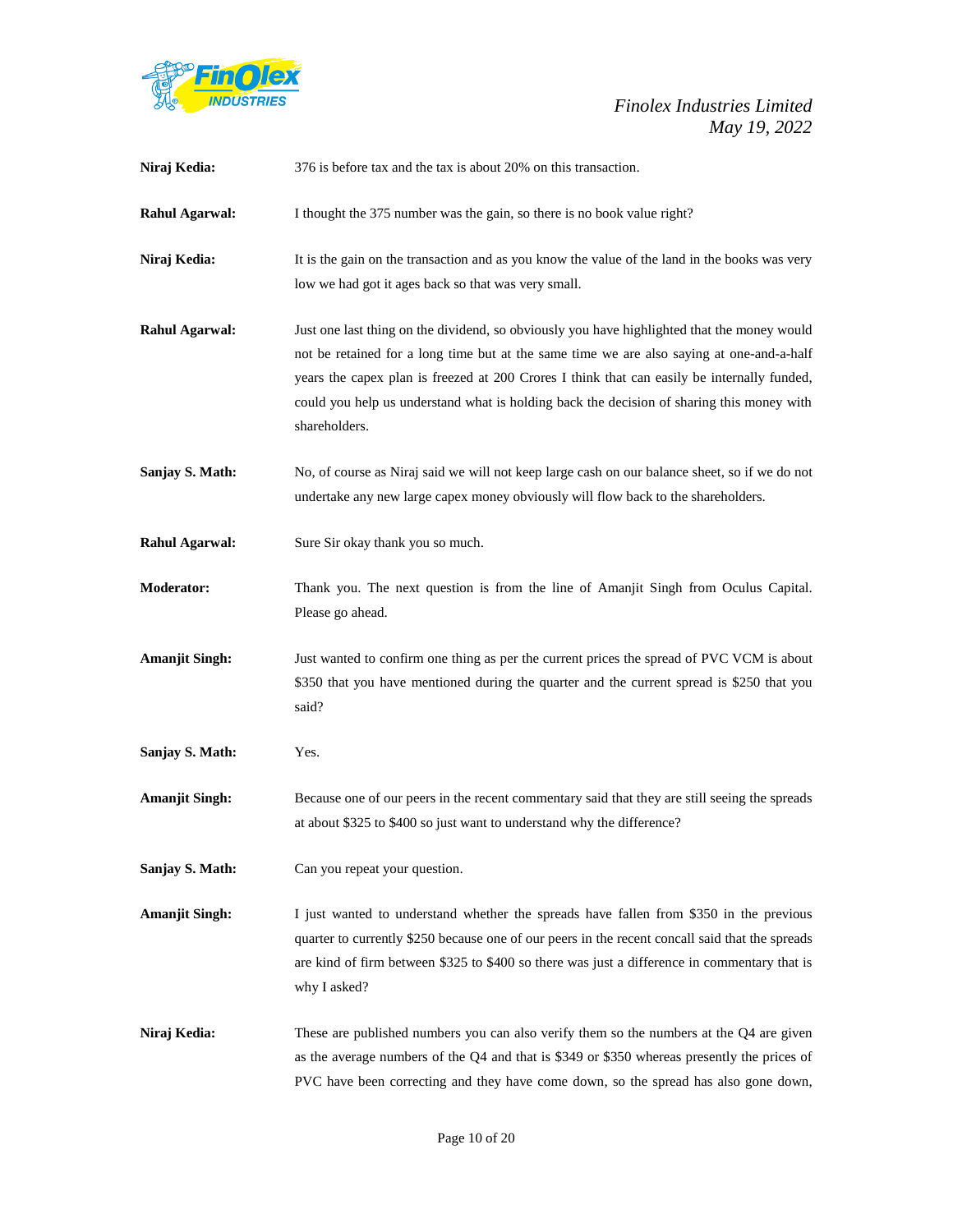**Niraj Kedia:** 376 is before tax and the tax is about 20% on this transaction.

**Rahul Agarwal:** I thought the 375 number was the gain, so there is no book value right?

**Niraj Kedia:** It is the gain on the transaction and as you know the value of the land in the books was very low we had got it ages back so that was very small.

**Rahul Agarwal:** Just one last thing on the dividend, so obviously you have highlighted that the money would not be retained for a long time but at the same time we are also saying at one-and-a-half years the capex plan is freezed at 200 Crores I think that can easily be internally funded, could you help us understand what is holding back the decision of sharing this money with shareholders.

**Sanjay S. Math:** No, of course as Niraj said we will not keep large cash on our balance sheet, so if we do not undertake any new large capex money obviously will flow back to the shareholders.

**Rahul Agarwal:** Sure Sir okay thank you so much.

**Moderator:** Thank you. The next question is from the line of Amanjit Singh from Oculus Capital. Please go ahead.

**Amanjit Singh:** Just wanted to confirm one thing as per the current prices the spread of PVC VCM is about $350 that you have mentioned during the quarter and the current spread is $250 that you said?

**Sanjay S. Math:** Yes.

**Amanjit Singh:** Because one of our peers in the recent commentary said that they are still seeing the spreads at about $325 to $400 so just want to understand why the difference?

**Sanjay S. Math:** Can you repeat your question.

**Amanjit Singh:** I just wanted to understand whether the spreads have fallen from $350 in the previous quarter to currently $250 because one of our peers in the recent concall said that the spreads are kind of firm between $325 to $400 so there was just a difference in commentary that is why I asked?

**Niraj Kedia:** These are published numbers you can also verify them so the numbers at the Q4 are given as the average numbers of the Q4 and that is $349 or $350 whereas presently the prices of PVC have been correcting and they have come down, so the spread has also gone down,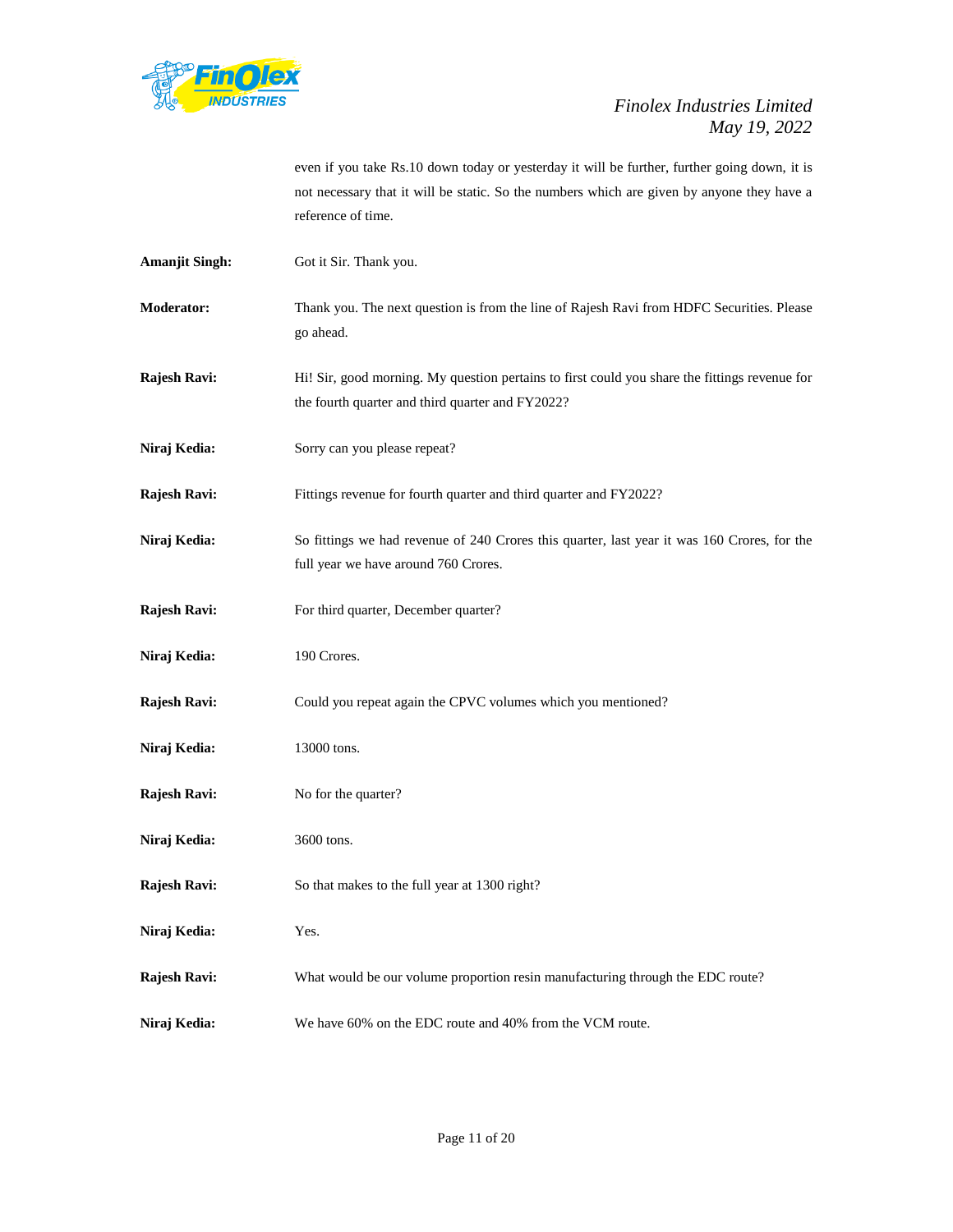even if you take Rs.10 down today or yesterday it will be further, further going down, it is not necessary that it will be static. So the numbers which are given by anyone they have a reference of time.

**Amanjit Singh:** Got it Sir. Thank you.

**Moderator:** Thank you. The next question is from the line of Rajesh Ravi from HDFC Securities. Please go ahead.

**Rajesh Ravi:** Hi! Sir, good morning. My question pertains to first could you share the fittings revenue for the fourth quarter and third quarter and FY2022?

**Niraj Kedia:** Sorry can you please repeat?

**Rajesh Ravi:** Fittings revenue for fourth quarter and third quarter and FY2022?

**Niraj Kedia:** So fittings we had revenue of 240 Crores this quarter, last year it was 160 Crores, for the full year we have around 760 Crores.

**Rajesh Ravi:** For third quarter, December quarter?

**Niraj Kedia:** 190 Crores.

**Rajesh Ravi:** Could you repeat again the CPVC volumes which you mentioned?

**Niraj Kedia:** 13000 tons.

**Rajesh Ravi:** No for the quarter?

**Niraj Kedia:** 3600 tons.

**Rajesh Ravi:** So that makes to the full year at 1300 right?

**Niraj Kedia:** Yes.

**Rajesh Ravi:** What would be our volume proportion resin manufacturing through the EDC route?

**Niraj Kedia:** We have 60% on the EDC route and 40% from the VCM route.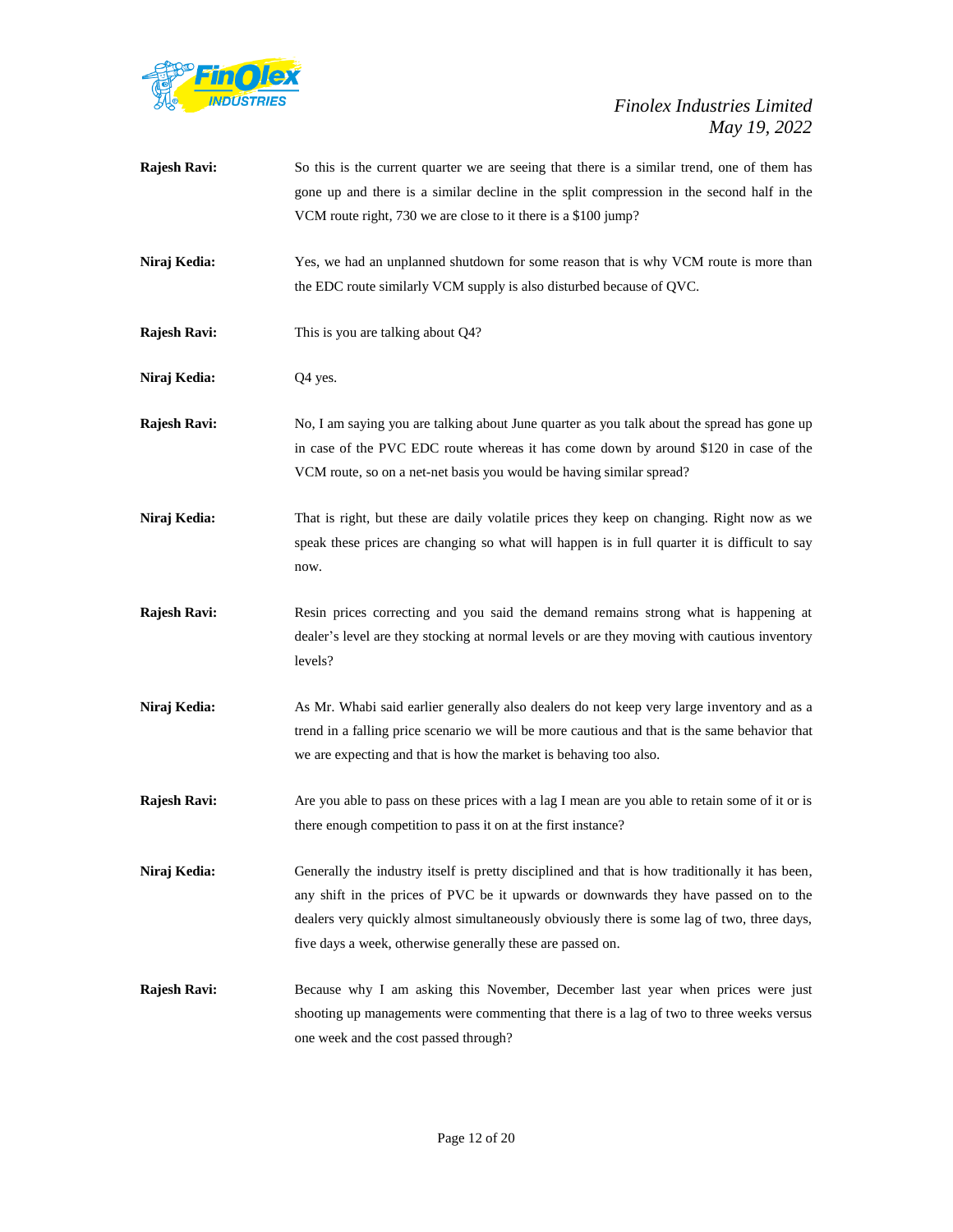**Rajesh Ravi:** So this is the current quarter we are seeing that there is a similar trend, one of them has gone up and there is a similar decline in the split compression in the second half in the VCM route right, 730 we are close to it there is a $100 jump?

**Niraj Kedia:** Yes, we had an unplanned shutdown for some reason that is why VCM route is more than the EDC route similarly VCM supply is also disturbed because of QVC.

**Rajesh Ravi:** This is you are talking about Q4?

**Niraj Kedia:** Q4 yes.

**Rajesh Ravi:** No, I am saying you are talking about June quarter as you talk about the spread has gone up in case of the PVC EDC route whereas it has come down by around $120 in case of the VCM route, so on a net-net basis you would be having similar spread?

**Niraj Kedia:** That is right, but these are daily volatile prices they keep on changing. Right now as we speak these prices are changing so what will happen is in full quarter it is difficult to say now.

**Rajesh Ravi:** Resin prices correcting and you said the demand remains strong what is happening at dealer's level are they stocking at normal levels or are they moving with cautious inventory levels?

**Niraj Kedia:** As Mr. Whabi said earlier generally also dealers do not keep very large inventory and as a trend in a falling price scenario we will be more cautious and that is the same behavior that we are expecting and that is how the market is behaving too also.

**Rajesh Ravi:** Are you able to pass on these prices with a lag I mean are you able to retain some of it or is there enough competition to pass it on at the first instance?

**Niraj Kedia:** Generally the industry itself is pretty disciplined and that is how traditionally it has been, any shift in the prices of PVC be it upwards or downwards they have passed on to the dealers very quickly almost simultaneously obviously there is some lag of two, three days, five days a week, otherwise generally these are passed on.

**Rajesh Ravi:** Because why I am asking this November, December last year when prices were just shooting up managements were commenting that there is a lag of two to three weeks versus one week and the cost passed through?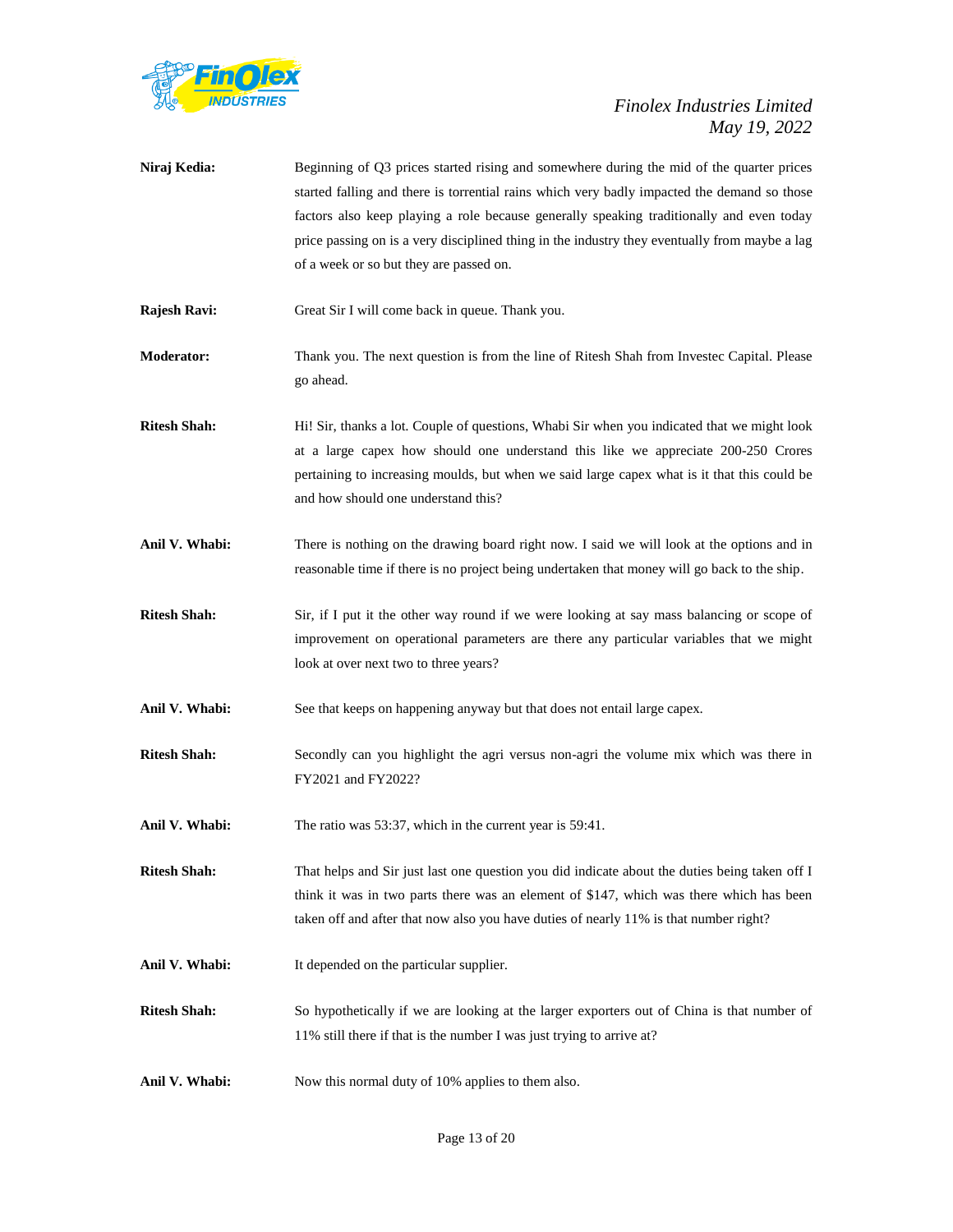**Niraj Kedia:** Beginning of Q3 prices started rising and somewhere during the mid of the quarter prices started falling and there is torrential rains which very badly impacted the demand so those factors also keep playing a role because generally speaking traditionally and even today price passing on is a very disciplined thing in the industry they eventually from maybe a lag of a week or so but they are passed on.

**Rajesh Ravi:** Great Sir I will come back in queue. Thank you.

**Moderator:** Thank you. The next question is from the line of Ritesh Shah from Investec Capital. Please go ahead.

**Ritesh Shah:** Hi! Sir, thanks a lot. Couple of questions, Whabi Sir when you indicated that we might look at a large capex how should one understand this like we appreciate 200-250 Crores pertaining to increasing moulds, but when we said large capex what is it that this could be and how should one understand this?

**Anil V. Whabi:** There is nothing on the drawing board right now. I said we will look at the options and in reasonable time if there is no project being undertaken that money will go back to the ship.

**Ritesh Shah:** Sir, if I put it the other way round if we were looking at say mass balancing or scope of improvement on operational parameters are there any particular variables that we might look at over next two to three years?

**Anil V. Whabi:** See that keeps on happening anyway but that does not entail large capex.

**Ritesh Shah:** Secondly can you highlight the agri versus non-agri the volume mix which was there in FY2021 and FY2022?

**Anil V. Whabi:** The ratio was 53:37, which in the current year is 59:41.

**Ritesh Shah:** That helps and Sir just last one question you did indicate about the duties being taken off I think it was in two parts there was an element of $147, which was there which has been taken off and after that now also you have duties of nearly 11% is that number right?

**Anil V. Whabi:** It depended on the particular supplier.

**Ritesh Shah:** So hypothetically if we are looking at the larger exporters out of China is that number of 11% still there if that is the number I was just trying to arrive at?

**Anil V. Whabi:** Now this normal duty of 10% applies to them also.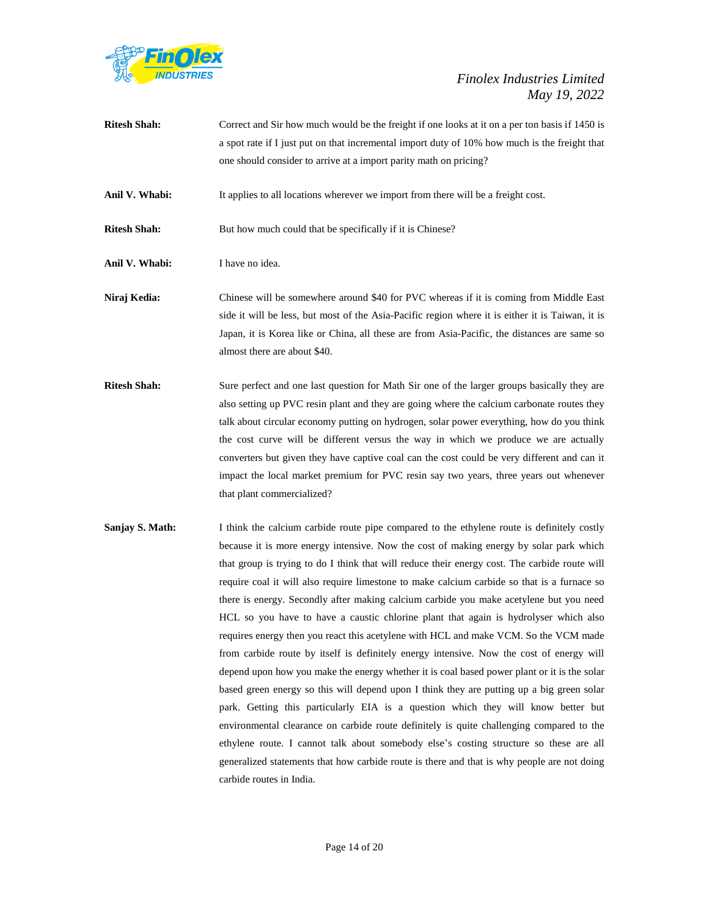**Ritesh Shah:** Correct and Sir how much would be the freight if one looks at it on a per ton basis if 1450 is a spot rate if I just put on that incremental import duty of 10% how much is the freight that one should consider to arrive at a import parity math on pricing?

**Anil V. Whabi:** It applies to all locations wherever we import from there will be a freight cost.

**Ritesh Shah:** But how much could that be specifically if it is Chinese?

**Anil V. Whabi:** I have no idea.

**Niraj Kedia:** Chinese will be somewhere around $40 for PVC whereas if it is coming from Middle East side it will be less, but most of the Asia-Pacific region where it is either it is Taiwan, it is Japan, it is Korea like or China, all these are from Asia-Pacific, the distances are same so almost there are about $40.

**Ritesh Shah:** Sure perfect and one last question for Math Sir one of the larger groups basically they are also setting up PVC resin plant and they are going where the calcium carbonate routes they talk about circular economy putting on hydrogen, solar power everything, how do you think the cost curve will be different versus the way in which we produce we are actually converters but given they have captive coal can the cost could be very different and can it impact the local market premium for PVC resin say two years, three years out whenever that plant commercialized?

**Sanjay S. Math:** I think the calcium carbide route pipe compared to the ethylene route is definitely costly because it is more energy intensive. Now the cost of making energy by solar park which that group is trying to do I think that will reduce their energy cost. The carbide route will require coal it will also require limestone to make calcium carbide so that is a furnace so there is energy. Secondly after making calcium carbide you make acetylene but you need HCL so you have to have a caustic chlorine plant that again is hydrolyser which also requires energy then you react this acetylene with HCL and make VCM. So the VCM made from carbide route by itself is definitely energy intensive. Now the cost of energy will depend upon how you make the energy whether it is coal based power plant or it is the solar based green energy so this will depend upon I think they are putting up a big green solar park. Getting this particularly EIA is a question which they will know better but environmental clearance on carbide route definitely is quite challenging compared to the ethylene route. I cannot talk about somebody else's costing structure so these are all generalized statements that how carbide route is there and that is why people are not doing carbide routes in India.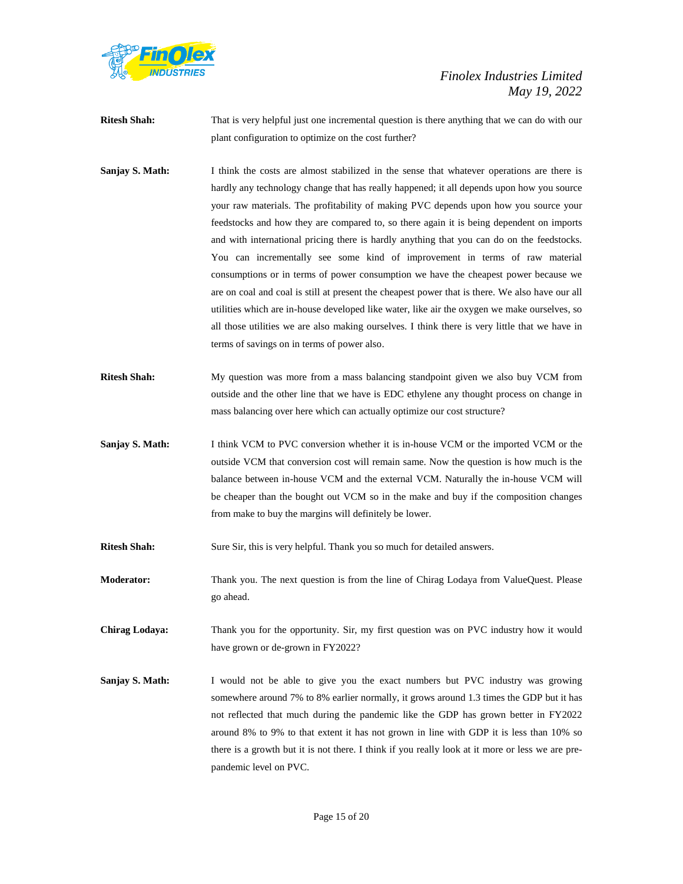**Ritesh Shah:** That is very helpful just one incremental question is there anything that we can do with our plant configuration to optimize on the cost further?

**Sanjay S. Math:** I think the costs are almost stabilized in the sense that whatever operations are there is hardly any technology change that has really happened; it all depends upon how you source your raw materials. The profitability of making PVC depends upon how you source your feedstocks and how they are compared to, so there again it is being dependent on imports and with international pricing there is hardly anything that you can do on the feedstocks. You can incrementally see some kind of improvement in terms of raw material consumptions or in terms of power consumption we have the cheapest power because we are on coal and coal is still at present the cheapest power that is there. We also have our all utilities which are in-house developed like water, like air the oxygen we make ourselves, so all those utilities we are also making ourselves. I think there is very little that we have in terms of savings on in terms of power also.

**Ritesh Shah:** My question was more from a mass balancing standpoint given we also buy VCM from outside and the other line that we have is EDC ethylene any thought process on change in mass balancing over here which can actually optimize our cost structure?

**Sanjay S. Math:** I think VCM to PVC conversion whether it is in-house VCM or the imported VCM or the outside VCM that conversion cost will remain same. Now the question is how much is the balance between in-house VCM and the external VCM. Naturally the in-house VCM will be cheaper than the bought out VCM so in the make and buy if the composition changes from make to buy the margins will definitely be lower.

**Ritesh Shah:** Sure Sir, this is very helpful. Thank you so much for detailed answers.

**Moderator:** Thank you. The next question is from the line of Chirag Lodaya from ValueQuest. Please go ahead.

**Chirag Lodaya:** Thank you for the opportunity. Sir, my first question was on PVC industry how it would have grown or de-grown in FY2022?

**Sanjay S. Math:** I would not be able to give you the exact numbers but PVC industry was growing somewhere around 7% to 8% earlier normally, it grows around 1.3 times the GDP but it has not reflected that much during the pandemic like the GDP has grown better in FY2022 around 8% to 9% to that extent it has not grown in line with GDP it is less than 10% so there is a growth but it is not there. I think if you really look at it more or less we are pre-pandemic level on PVC.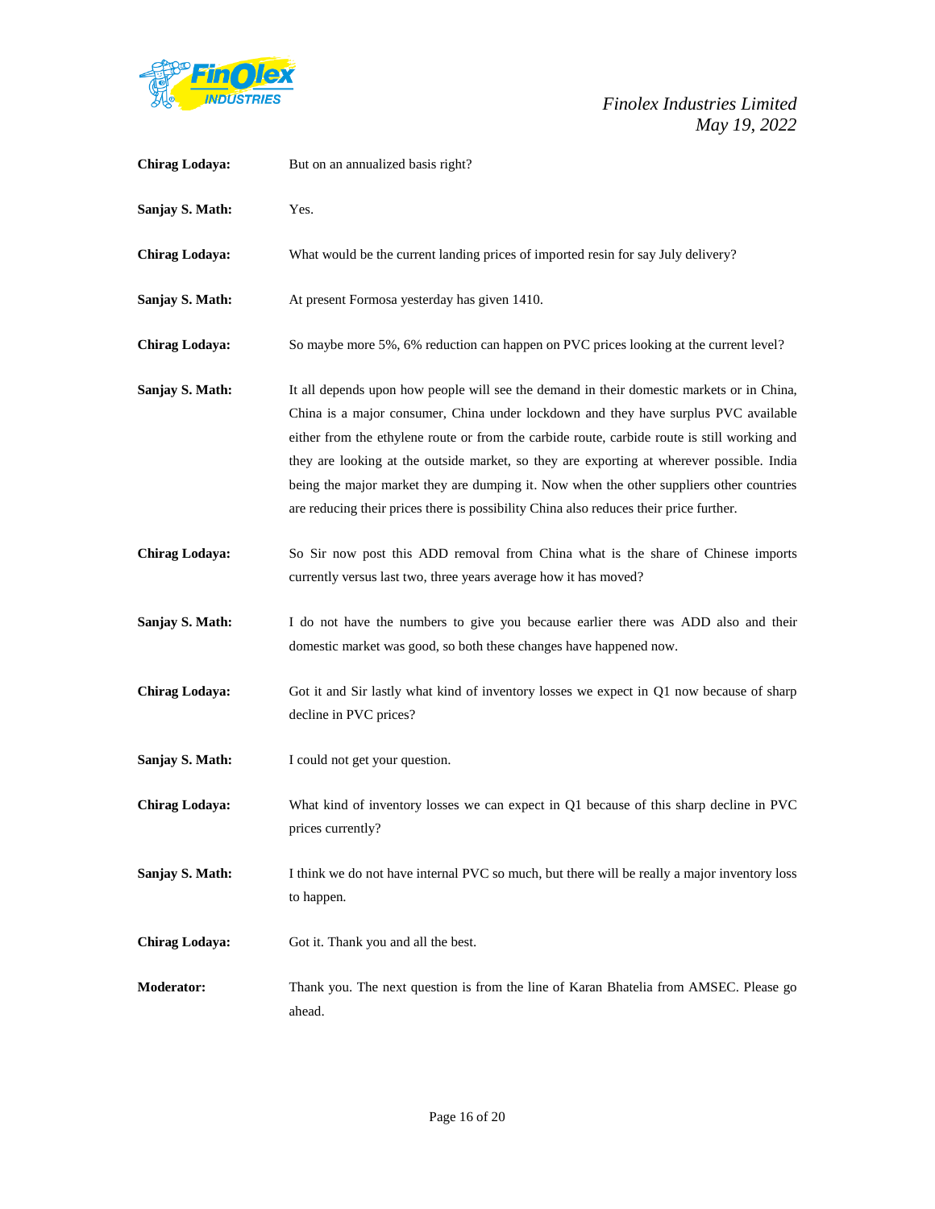**Chirag Lodaya:** But on an annualized basis right?

**Sanjay S. Math:** Yes.

**Chirag Lodaya:** What would be the current landing prices of imported resin for say July delivery?

**Sanjay S. Math:** At present Formosa yesterday has given 1410.

**Chirag Lodaya:** So maybe more 5%, 6% reduction can happen on PVC prices looking at the current level?

**Sanjay S. Math:** It all depends upon how people will see the demand in their domestic markets or in China, China is a major consumer, China under lockdown and they have surplus PVC available either from the ethylene route or from the carbide route, carbide route is still working and they are looking at the outside market, so they are exporting at wherever possible. India being the major market they are dumping it. Now when the other suppliers other countries are reducing their prices there is possibility China also reduces their price further.

**Chirag Lodaya:** So Sir now post this ADD removal from China what is the share of Chinese imports currently versus last two, three years average how it has moved?

**Sanjay S. Math:** I do not have the numbers to give you because earlier there was ADD also and their domestic market was good, so both these changes have happened now.

**Chirag Lodaya:** Got it and Sir lastly what kind of inventory losses we expect in Q1 now because of sharp decline in PVC prices?

**Sanjay S. Math:** I could not get your question.

**Chirag Lodaya:** What kind of inventory losses we can expect in Q1 because of this sharp decline in PVC prices currently?

**Sanjay S. Math:** I think we do not have internal PVC so much, but there will be really a major inventory loss to happen.

**Chirag Lodaya:** Got it. Thank you and all the best.

**Moderator:** Thank you. The next question is from the line of Karan Bhatelia from AMSEC. Please go ahead.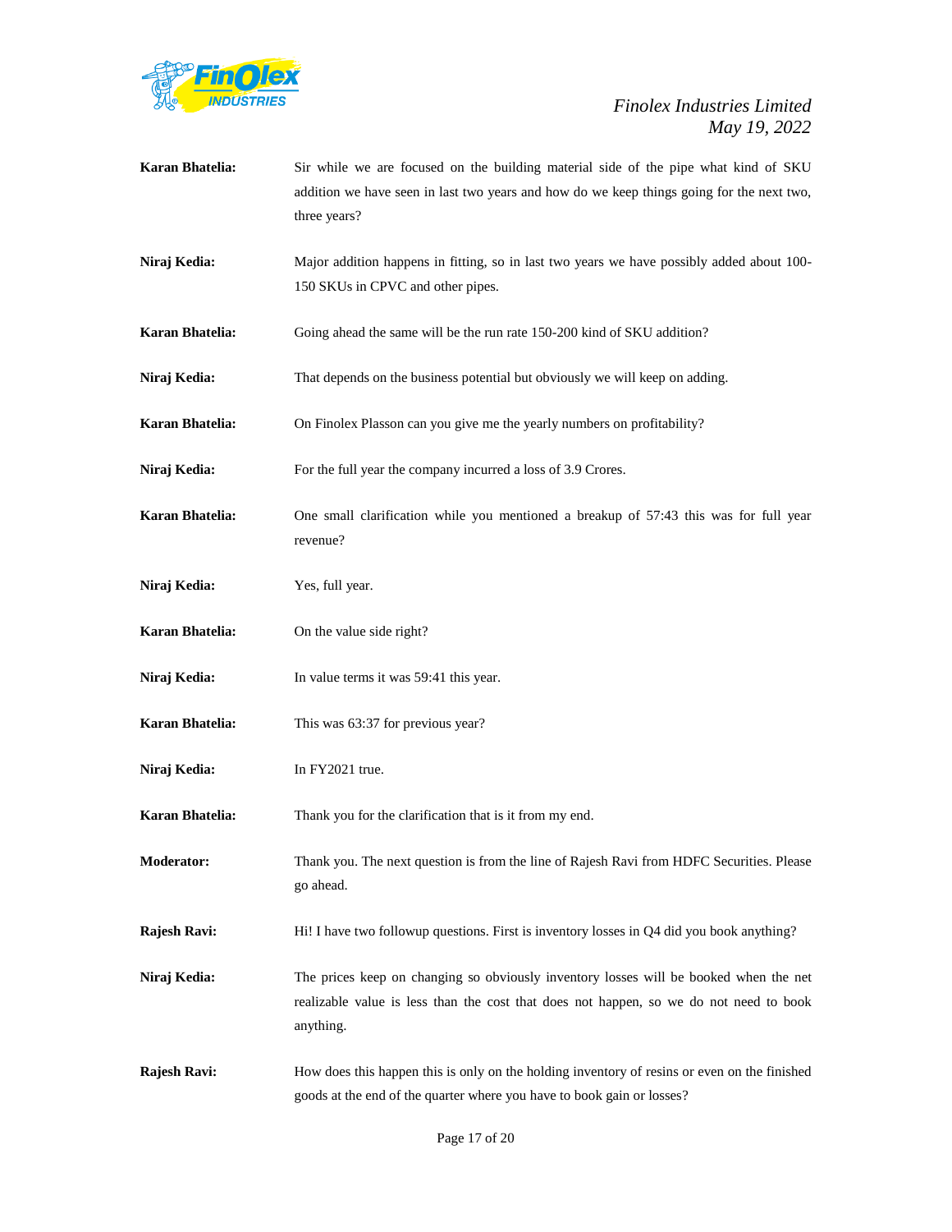**Karan Bhatelia:** Sir while we are focused on the building material side of the pipe what kind of SKU addition we have seen in last two years and how do we keep things going for the next two, three years?

**Niraj Kedia:** Major addition happens in fitting, so in last two years we have possibly added about 100-150 SKUs in CPVC and other pipes.

**Karan Bhatelia:** Going ahead the same will be the run rate 150-200 kind of SKU addition?

**Niraj Kedia:** That depends on the business potential but obviously we will keep on adding.

**Karan Bhatelia:** On Finolex Plasson can you give me the yearly numbers on profitability?

**Niraj Kedia:** For the full year the company incurred a loss of 3.9 Crores.

**Karan Bhatelia:** One small clarification while you mentioned a breakup of 57:43 this was for full year revenue?

**Niraj Kedia:** Yes, full year.

**Karan Bhatelia:** On the value side right?

**Niraj Kedia:** In value terms it was 59:41 this year.

**Karan Bhatelia:** This was 63:37 for previous year?

**Niraj Kedia:** In FY2021 true.

**Karan Bhatelia:** Thank you for the clarification that is it from my end.

**Moderator:** Thank you. The next question is from the line of Rajesh Ravi from HDFC Securities. Please go ahead.

**Rajesh Ravi:** Hi! I have two followup questions. First is inventory losses in Q4 did you book anything?

**Niraj Kedia:** The prices keep on changing so obviously inventory losses will be booked when the net realizable value is less than the cost that does not happen, so we do not need to book anything.

**Rajesh Ravi:** How does this happen this is only on the holding inventory of resins or even on the finished goods at the end of the quarter where you have to book gain or losses?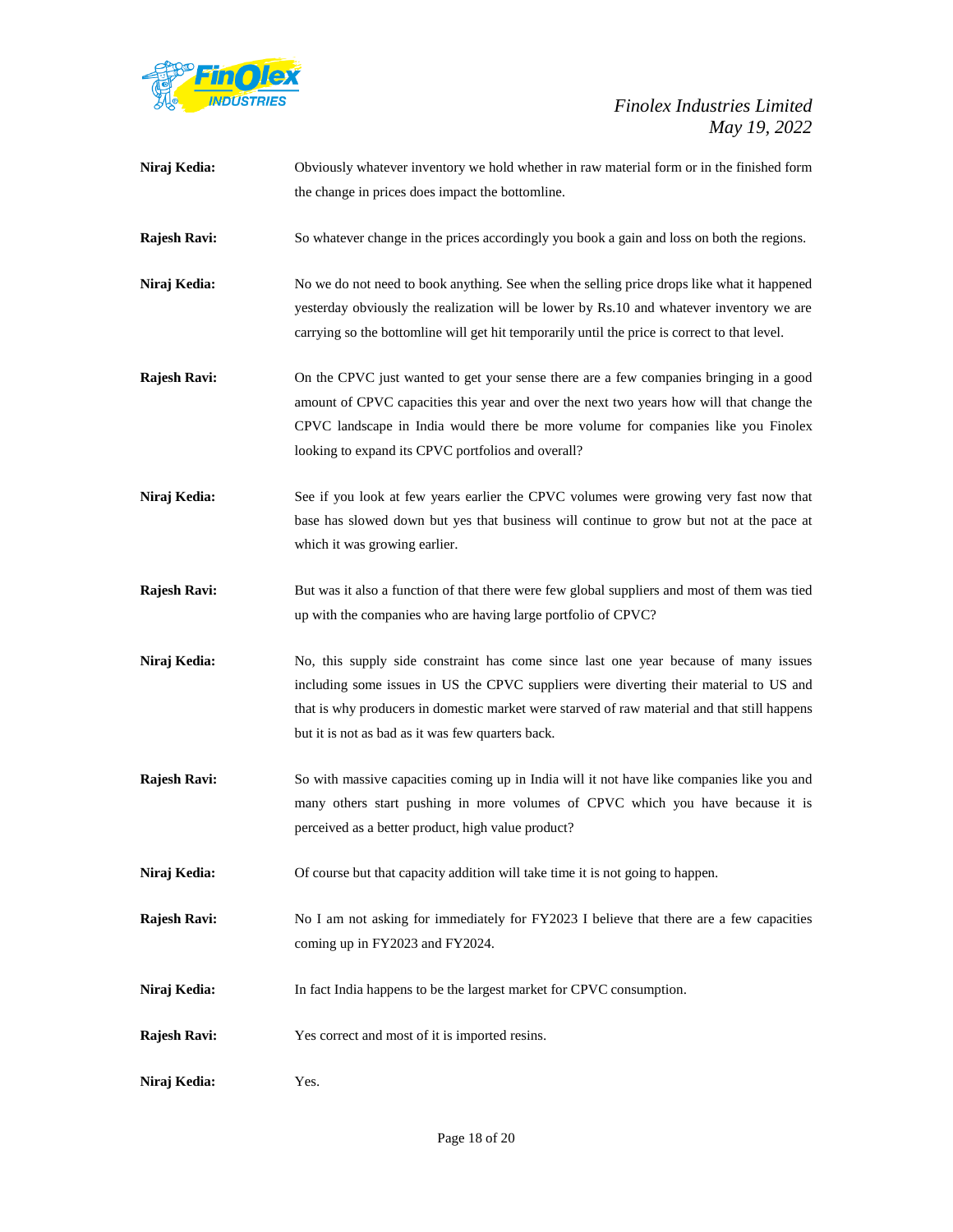**Niraj Kedia:** Obviously whatever inventory we hold whether in raw material form or in the finished form the change in prices does impact the bottomline.

**Rajesh Ravi:** So whatever change in the prices accordingly you book a gain and loss on both the regions.

**Niraj Kedia:** No we do not need to book anything. See when the selling price drops like what it happened yesterday obviously the realization will be lower by Rs.10 and whatever inventory we are carrying so the bottomline will get hit temporarily until the price is correct to that level.

**Rajesh Ravi:** On the CPVC just wanted to get your sense there are a few companies bringing in a good amount of CPVC capacities this year and over the next two years how will that change the CPVC landscape in India would there be more volume for companies like you Finolex looking to expand its CPVC portfolios and overall?

**Niraj Kedia:** See if you look at few years earlier the CPVC volumes were growing very fast now that base has slowed down but yes that business will continue to grow but not at the pace at which it was growing earlier.

**Rajesh Ravi:** But was it also a function of that there were few global suppliers and most of them was tied up with the companies who are having large portfolio of CPVC?

**Niraj Kedia:** No, this supply side constraint has come since last one year because of many issues including some issues in US the CPVC suppliers were diverting their material to US and that is why producers in domestic market were starved of raw material and that still happens but it is not as bad as it was few quarters back.

**Rajesh Ravi:** So with massive capacities coming up in India will it not have like companies like you and many others start pushing in more volumes of CPVC which you have because it is perceived as a better product, high value product?

**Niraj Kedia:** Of course but that capacity addition will take time it is not going to happen.

**Rajesh Ravi:** No I am not asking for immediately for FY2023 I believe that there are a few capacities coming up in FY2023 and FY2024.

**Niraj Kedia:** In fact India happens to be the largest market for CPVC consumption.

**Rajesh Ravi:** Yes correct and most of it is imported resins.

**Niraj Kedia:** Yes.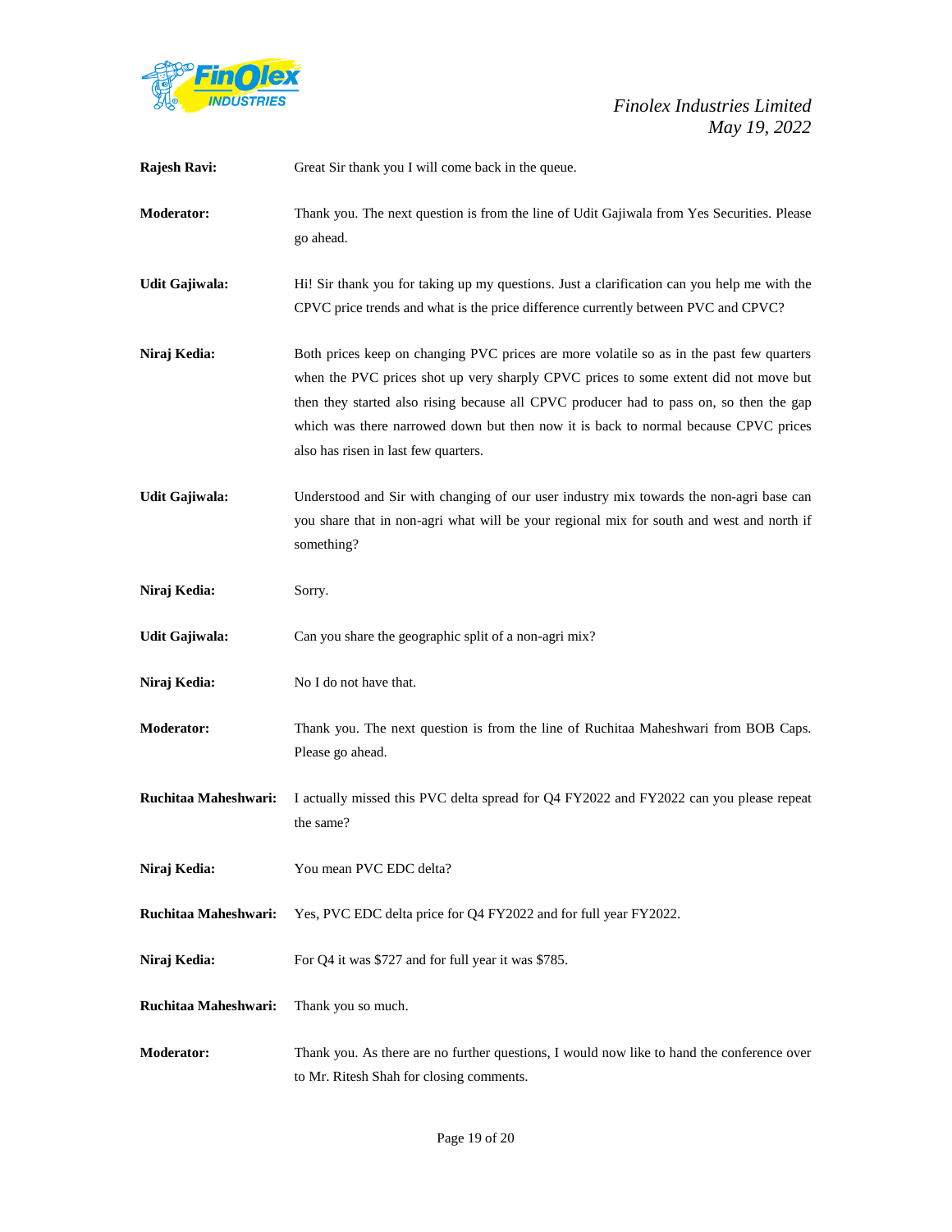**Rajesh Ravi:** Great Sir thank you I will come back in the queue.

**Moderator:** Thank you. The next question is from the line of Udit Gajiwala from Yes Securities. Please go ahead.

**Udit Gajiwala:** Hi! Sir thank you for taking up my questions. Just a clarification can you help me with the CPVC price trends and what is the price difference currently between PVC and CPVC?

**Niraj Kedia:** Both prices keep on changing PVC prices are more volatile so as in the past few quarters when the PVC prices shot up very sharply CPVC prices to some extent did not move but then they started also rising because all CPVC producer had to pass on, so then the gap which was there narrowed down but then now it is back to normal because CPVC prices also has risen in last few quarters.

**Udit Gajiwala:** Understood and Sir with changing of our user industry mix towards the non-agri base can you share that in non-agri what will be your regional mix for south and west and north if something?

**Niraj Kedia:** Sorry.

**Udit Gajiwala:** Can you share the geographic split of a non-agri mix?

**Niraj Kedia:** No I do not have that.

**Moderator:** Thank you. The next question is from the line of Ruchitaa Maheshwari from BOB Caps. Please go ahead.

**Ruchitaa Maheshwari:** I actually missed this PVC delta spread for Q4 FY2022 and FY2022 can you please repeat the same?

**Niraj Kedia:** You mean PVC EDC delta?

**Ruchitaa Maheshwari:** Yes, PVC EDC delta price for Q4 FY2022 and for full year FY2022.

**Niraj Kedia:** For Q4 it was $727 and for full year it was $785.

**Ruchitaa Maheshwari:** Thank you so much.

**Moderator:** Thank you. As there are no further questions, I would now like to hand the conference over to Mr. Ritesh Shah for closing comments.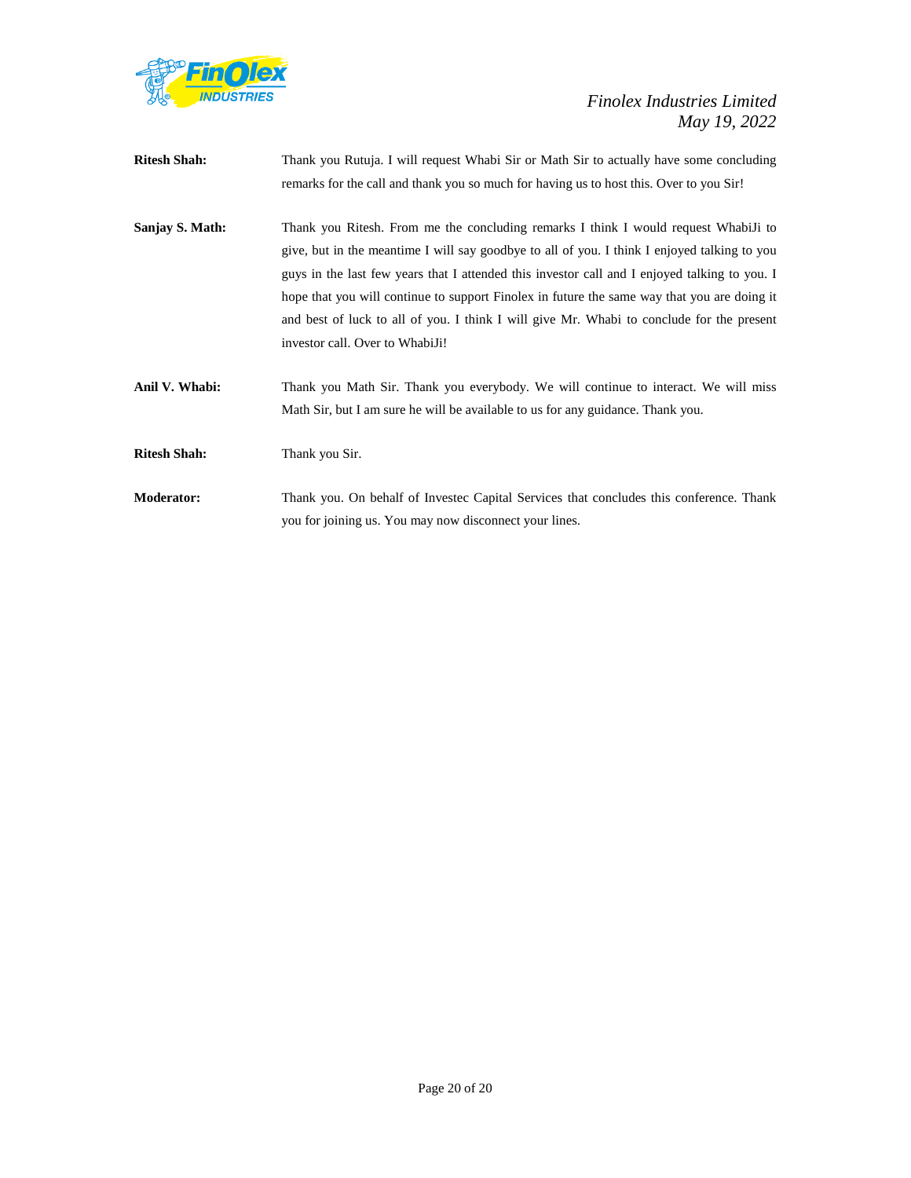**Ritesh Shah:** Thank you Rutuja. I will request Whabi Sir or Math Sir to actually have some concluding remarks for the call and thank you so much for having us to host this. Over to you Sir!

**Sanjay S. Math:** Thank you Ritesh. From me the concluding remarks I think I would request WhabiJi to give, but in the meantime I will say goodbye to all of you. I think I enjoyed talking to you guys in the last few years that I attended this investor call and I enjoyed talking to you. I hope that you will continue to support Finolex in future the same way that you are doing it and best of luck to all of you. I think I will give Mr. Whabi to conclude for the present investor call. Over to WhabiJi!

**Anil V. Whabi:** Thank you Math Sir. Thank you everybody. We will continue to interact. We will miss Math Sir, but I am sure he will be available to us for any guidance. Thank you.

**Ritesh Shah:** Thank you Sir.

**Moderator:** Thank you. On behalf of Investec Capital Services that concludes this conference. Thank you for joining us. You may now disconnect your lines.